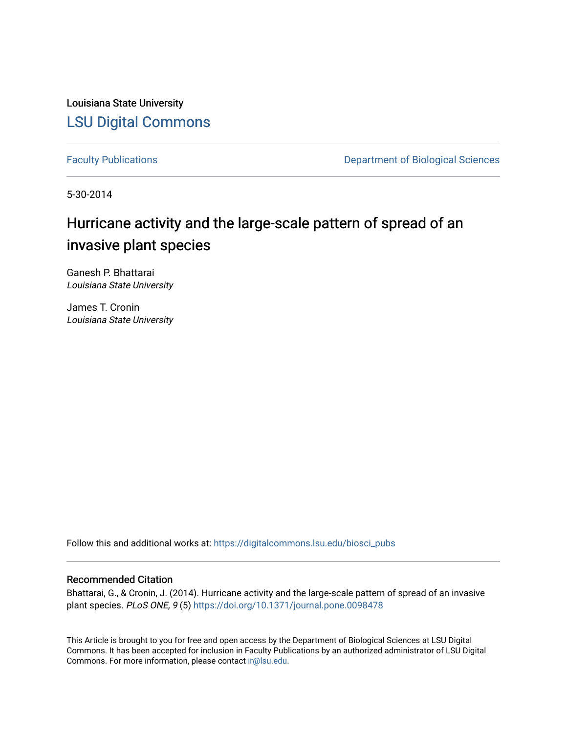Louisiana State University

# LSU Digital Commons

Faculty Publications | Department of Biological Sciences

5-30-2014

## Hurricane activity and the large-scale pattern of spread of an invasive plant species

Ganesh P. Bhattarai
*Louisiana State University*

James T. Cronin
*Louisiana State University*

Follow this and additional works at: https://digitalcommons.lsu.edu/biosci_pubs

### Recommended Citation

Bhattarai, G., & Cronin, J. (2014). Hurricane activity and the large-scale pattern of spread of an invasive plant species. *PLoS ONE, 9* (5) https://doi.org/10.1371/journal.pone.0098478

This Article is brought to you for free and open access by the Department of Biological Sciences at LSU Digital Commons. It has been accepted for inclusion in Faculty Publications by an authorized administrator of LSU Digital Commons. For more information, please contact ir@lsu.edu.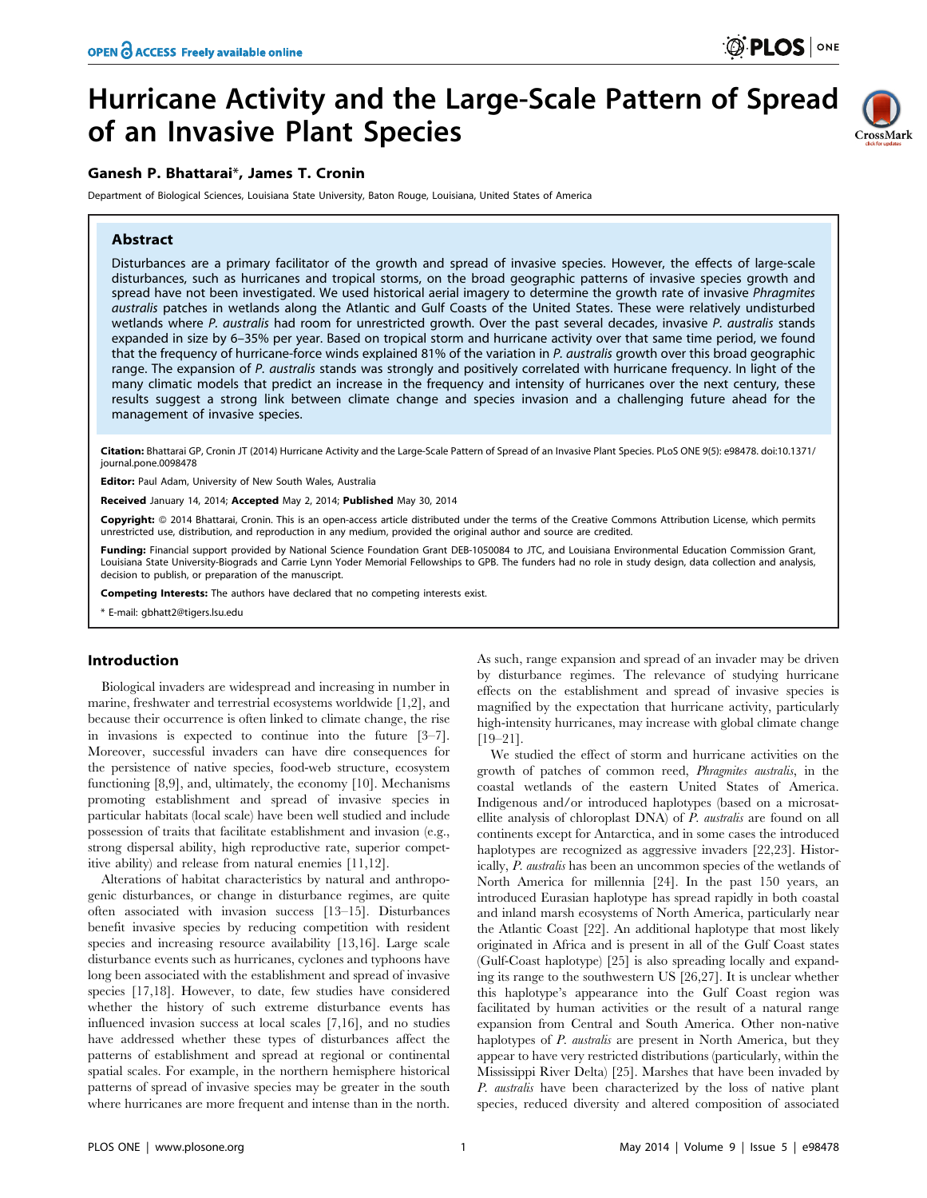# Hurricane Activity and the Large-Scale Pattern of Spread of an Invasive Plant Species

**Ganesh P. Bhattarai\*, James T. Cronin**

Department of Biological Sciences, Louisiana State University, Baton Rouge, Louisiana, United States of America

## Abstract

Disturbances are a primary facilitator of the growth and spread of invasive species. However, the effects of large-scale disturbances, such as hurricanes and tropical storms, on the broad geographic patterns of invasive species growth and spread have not been investigated. We used historical aerial imagery to determine the growth rate of invasive *Phragmites australis* patches in wetlands along the Atlantic and Gulf Coasts of the United States. These were relatively undisturbed wetlands where *P. australis* had room for unrestricted growth. Over the past several decades, invasive *P. australis* stands expanded in size by 6–35% per year. Based on tropical storm and hurricane activity over that same time period, we found that the frequency of hurricane-force winds explained 81% of the variation in *P. australis* growth over this broad geographic range. The expansion of *P. australis* stands was strongly and positively correlated with hurricane frequency. In light of the many climatic models that predict an increase in the frequency and intensity of hurricanes over the next century, these results suggest a strong link between climate change and species invasion and a challenging future ahead for the management of invasive species.

**Citation:** Bhattarai GP, Cronin JT (2014) Hurricane Activity and the Large-Scale Pattern of Spread of an Invasive Plant Species. PLoS ONE 9(5): e98478. doi:10.1371/journal.pone.0098478

**Editor:** Paul Adam, University of New South Wales, Australia

**Received** January 14, 2014; **Accepted** May 2, 2014; **Published** May 30, 2014

**Copyright:** © 2014 Bhattarai, Cronin. This is an open-access article distributed under the terms of the Creative Commons Attribution License, which permits unrestricted use, distribution, and reproduction in any medium, provided the original author and source are credited.

**Funding:** Financial support provided by National Science Foundation Grant DEB-1050084 to JTC, and Louisiana Environmental Education Commission Grant, Louisiana State University-Biograds and Carrie Lynn Yoder Memorial Fellowships to GPB. The funders had no role in study design, data collection and analysis, decision to publish, or preparation of the manuscript.

**Competing Interests:** The authors have declared that no competing interests exist.

\* E-mail: gbhatt2@tigers.lsu.edu

## Introduction

Biological invaders are widespread and increasing in number in marine, freshwater and terrestrial ecosystems worldwide [1,2], and because their occurrence is often linked to climate change, the rise in invasions is expected to continue into the future [3–7]. Moreover, successful invaders can have dire consequences for the persistence of native species, food-web structure, ecosystem functioning [8,9], and, ultimately, the economy [10]. Mechanisms promoting establishment and spread of invasive species in particular habitats (local scale) have been well studied and include possession of traits that facilitate establishment and invasion (e.g., strong dispersal ability, high reproductive rate, superior competitive ability) and release from natural enemies [11,12].

Alterations of habitat characteristics by natural and anthropogenic disturbances, or change in disturbance regimes, are quite often associated with invasion success [13–15]. Disturbances benefit invasive species by reducing competition with resident species and increasing resource availability [13,16]. Large scale disturbance events such as hurricanes, cyclones and typhoons have long been associated with the establishment and spread of invasive species [17,18]. However, to date, few studies have considered whether the history of such extreme disturbance events has influenced invasion success at local scales [7,16], and no studies have addressed whether these types of disturbances affect the patterns of establishment and spread at regional or continental spatial scales. For example, in the northern hemisphere historical patterns of spread of invasive species may be greater in the south where hurricanes are more frequent and intense than in the north. As such, range expansion and spread of an invader may be driven by disturbance regimes. The relevance of studying hurricane effects on the establishment and spread of invasive species is magnified by the expectation that hurricane activity, particularly high-intensity hurricanes, may increase with global climate change [19–21].

We studied the effect of storm and hurricane activities on the growth of patches of common reed, *Phragmites australis*, in the coastal wetlands of the eastern United States of America. Indigenous and/or introduced haplotypes (based on a microsatellite analysis of chloroplast DNA) of *P. australis* are found on all continents except for Antarctica, and in some cases the introduced haplotypes are recognized as aggressive invaders [22,23]. Historically, *P. australis* has been an uncommon species of the wetlands of North America for millennia [24]. In the past 150 years, an introduced Eurasian haplotype has spread rapidly in both coastal and inland marsh ecosystems of North America, particularly near the Atlantic Coast [22]. An additional haplotype that most likely originated in Africa and is present in all of the Gulf Coast states (Gulf-Coast haplotype) [25] is also spreading locally and expanding its range to the southwestern US [26,27]. It is unclear whether this haplotype's appearance into the Gulf Coast region was facilitated by human activities or the result of a natural range expansion from Central and South America. Other non-native haplotypes of *P. australis* are present in North America, but they appear to have very restricted distributions (particularly, within the Mississippi River Delta) [25]. Marshes that have been invaded by *P. australis* have been characterized by the loss of native plant species, reduced diversity and altered composition of associated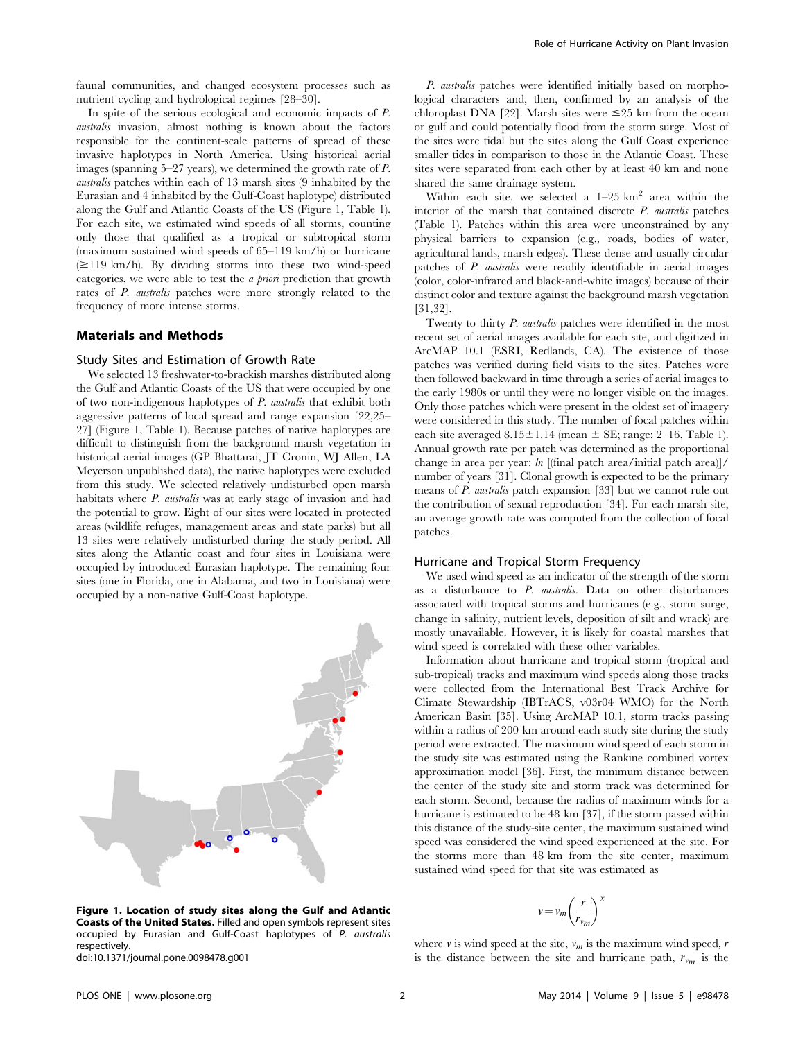faunal communities, and changed ecosystem processes such as nutrient cycling and hydrological regimes [28–30].

In spite of the serious ecological and economic impacts of *P. australis* invasion, almost nothing is known about the factors responsible for the continent-scale patterns of spread of these invasive haplotypes in North America. Using historical aerial images (spanning 5–27 years), we determined the growth rate of *P. australis* patches within each of 13 marsh sites (9 inhabited by the Eurasian and 4 inhabited by the Gulf-Coast haplotype) distributed along the Gulf and Atlantic Coasts of the US (Figure 1, Table 1). For each site, we estimated wind speeds of all storms, counting only those that qualified as a tropical or subtropical storm (maximum sustained wind speeds of 65–119 km/h) or hurricane (≥119 km/h). By dividing storms into these two wind-speed categories, we were able to test the *a priori* prediction that growth rates of *P. australis* patches were more strongly related to the frequency of more intense storms.

## Materials and Methods

### Study Sites and Estimation of Growth Rate

We selected 13 freshwater-to-brackish marshes distributed along the Gulf and Atlantic Coasts of the US that were occupied by one of two non-indigenous haplotypes of *P. australis* that exhibit both aggressive patterns of local spread and range expansion [22,25–27] (Figure 1, Table 1). Because patches of native haplotypes are difficult to distinguish from the background marsh vegetation in historical aerial images (GP Bhattarai, JT Cronin, WJ Allen, LA Meyerson unpublished data), the native haplotypes were excluded from this study. We selected relatively undisturbed open marsh habitats where *P. australis* was at early stage of invasion and had the potential to grow. Eight of our sites were located in protected areas (wildlife refuges, management areas and state parks) but all 13 sites were relatively undisturbed during the study period. All sites along the Atlantic coast and four sites in Louisiana were occupied by introduced Eurasian haplotype. The remaining four sites (one in Florida, one in Alabama, and two in Louisiana) were occupied by a non-native Gulf-Coast haplotype.

**Figure 1. Location of study sites along the Gulf and Atlantic Coasts of the United States.** Filled and open symbols represent sites occupied by Eurasian and Gulf-Coast haplotypes of *P. australis* respectively.
doi:10.1371/journal.pone.0098478.g001

*P. australis* patches were identified initially based on morphological characters and, then, confirmed by an analysis of the chloroplast DNA [22]. Marsh sites were ≤25 km from the ocean or gulf and could potentially flood from the storm surge. Most of the sites were tidal but the sites along the Gulf Coast experience smaller tides in comparison to those in the Atlantic Coast. These sites were separated from each other by at least 40 km and none shared the same drainage system.

Within each site, we selected a 1–25 km$^2$ area within the interior of the marsh that contained discrete *P. australis* patches (Table 1). Patches within this area were unconstrained by any physical barriers to expansion (e.g., roads, bodies of water, agricultural lands, marsh edges). These dense and usually circular patches of *P. australis* were readily identifiable in aerial images (color, color-infrared and black-and-white images) because of their distinct color and texture against the background marsh vegetation [31,32].

Twenty to thirty *P. australis* patches were identified in the most recent set of aerial images available for each site, and digitized in ArcMAP 10.1 (ESRI, Redlands, CA). The existence of those patches was verified during field visits to the sites. Patches were then followed backward in time through a series of aerial images to the early 1980s or until they were no longer visible on the images. Only those patches which were present in the oldest set of imagery were considered in this study. The number of focal patches within each site averaged 8.15±1.14 (mean ± SE; range: 2–16, Table 1). Annual growth rate per patch was determined as the proportional change in area per year: *ln* [(final patch area/initial patch area)]/number of years [31]. Clonal growth is expected to be the primary means of *P. australis* patch expansion [33] but we cannot rule out the contribution of sexual reproduction [34]. For each marsh site, an average growth rate was computed from the collection of focal patches.

### Hurricane and Tropical Storm Frequency

We used wind speed as an indicator of the strength of the storm as a disturbance to *P. australis*. Data on other disturbances associated with tropical storms and hurricanes (e.g., storm surge, change in salinity, nutrient levels, deposition of silt and wrack) are mostly unavailable. However, it is likely for coastal marshes that wind speed is correlated with these other variables.

Information about hurricane and tropical storm (tropical and sub-tropical) tracks and maximum wind speeds along those tracks were collected from the International Best Track Archive for Climate Stewardship (IBTrACS, v03r04 WMO) for the North American Basin [35]. Using ArcMAP 10.1, storm tracks passing within a radius of 200 km around each study site during the study period were extracted. The maximum wind speed of each storm in the study site was estimated using the Rankine combined vortex approximation model [36]. First, the minimum distance between the center of the study site and storm track was determined for each storm. Second, because the radius of maximum winds for a hurricane is estimated to be 48 km [37], if the storm passed within this distance of the study-site center, the maximum sustained wind speed was considered the wind speed experienced at the site. For the storms more than 48 km from the site center, maximum sustained wind speed for that site was estimated as

$$v = v_m \left( \frac{r}{r_{v_m}} \right)^x$$

where $v$ is wind speed at the site, $v_m$ is the maximum wind speed, $r$ is the distance between the site and hurricane path, $r_{v_m}$ is the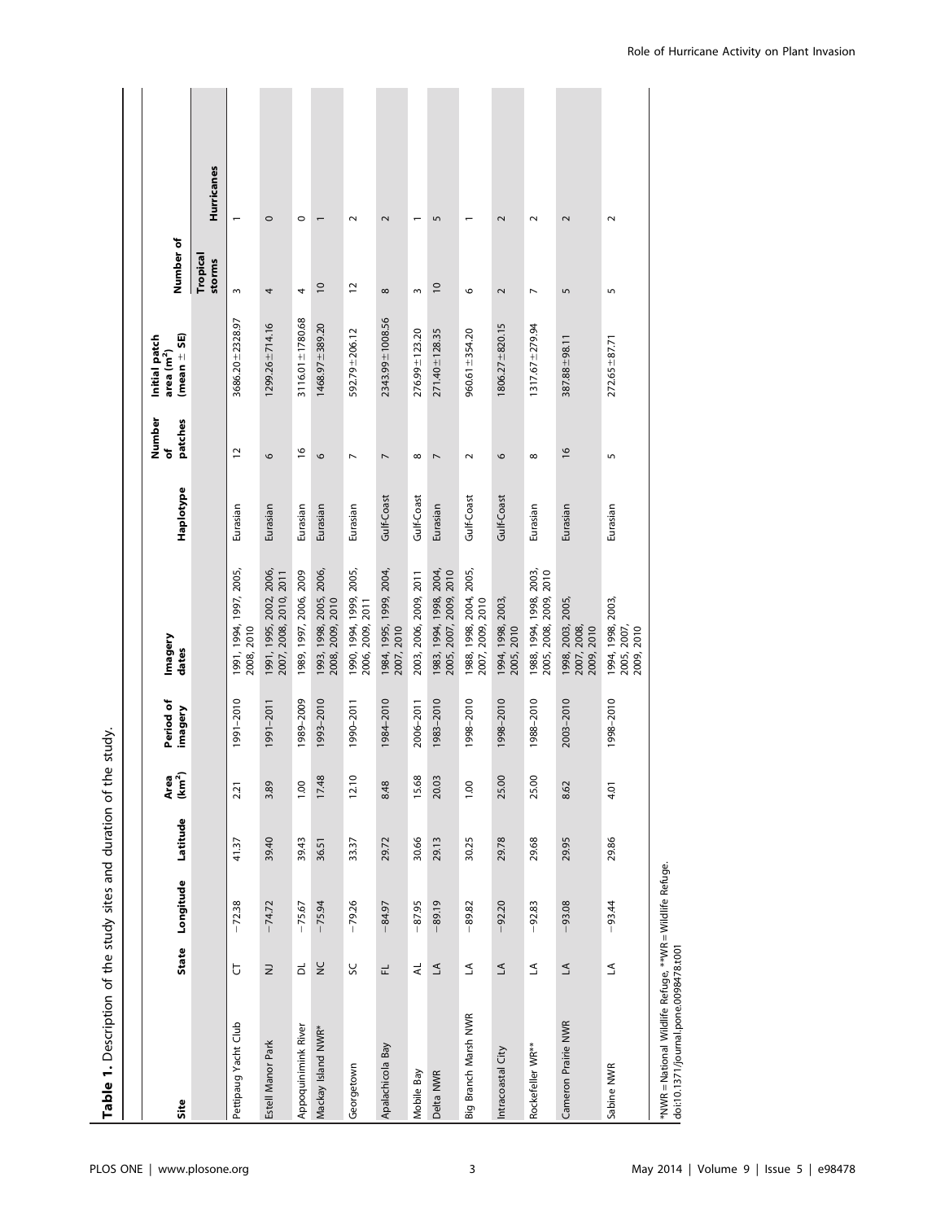**Table 1.** Description of the study sites and duration of the study.

| Site | State | Longitude | Latitude | Area (km$^2$) | Period of imagery | Imagery dates | Haplotype | Number of patches | Initial patch area (m$^2$) (mean ± SE) | Number of | |
|---|---|---|---|---|---|---|---|---|---|---|---|
| | | | | | | | | | | Tropical storms | Hurricanes |
| Pettipaug Yacht Club | CT | −72.38 | 41.37 | 2.21 | 1991–2010 | 1991, 1994, 1997, 2005, 2008, 2010 | Eurasian | 12 | 3686.20±2328.97 | 3 | 1 |
| Estell Manor Park | NJ | −74.72 | 39.40 | 3.89 | 1991–2011 | 1991, 1995, 2002, 2006, 2007, 2008, 2010, 2011 | Eurasian | 6 | 1299.26±714.16 | 4 | 0 |
| Appoquinimink River | DL | −75.67 | 39.43 | 1.00 | 1989–2009 | 1989, 1997, 2006, 2009 | Eurasian | 16 | 3116.01±1780.68 | 4 | 0 |
| Mackay Island NWR* | NC | −75.94 | 36.51 | 17.48 | 1993–2010 | 1993, 1998, 2005, 2006, 2008, 2009, 2010 | Eurasian | 6 | 1468.97±389.20 | 10 | 1 |
| Georgetown | SC | −79.26 | 33.37 | 12.10 | 1990–2011 | 1990, 1994, 1999, 2005, 2006, 2009, 2011 | Eurasian | 7 | 592.79±206.12 | 12 | 2 |
| Apalachicola Bay | FL | −84.97 | 29.72 | 8.48 | 1984–2010 | 1984, 1995, 1999, 2004, 2007, 2010 | Gulf-Coast | 7 | 2343.99±1008.56 | 8 | 2 |
| Mobile Bay | AL | −87.95 | 30.66 | 15.68 | 2006–2011 | 2003, 2006, 2009, 2011 | Gulf-Coast | 8 | 276.99±123.20 | 3 | 1 |
| Delta NWR | LA | −89.19 | 29.13 | 20.03 | 1983–2010 | 1983, 1994, 1998, 2004, 2005, 2007, 2009, 2010 | Eurasian | 7 | 271.40±128.35 | 10 | 5 |
| Big Branch Marsh NWR | LA | −89.82 | 30.25 | 1.00 | 1998–2010 | 1988, 1998, 2004, 2005, 2007, 2009, 2010 | Gulf-Coast | 2 | 960.61±354.20 | 6 | 1 |
| Intracoastal City | LA | −92.20 | 29.78 | 25.00 | 1998–2010 | 1994, 1998, 2003, 2005, 2010 | Gulf-Coast | 6 | 1806.27±820.15 | 2 | 2 |
| Rockefeller WR** | LA | −92.83 | 29.68 | 25.00 | 1988–2010 | 1988, 1994, 1998, 2003, 2005, 2008, 2009, 2010 | Eurasian | 8 | 1317.67±279.94 | 7 | 2 |
| Cameron Prairie NWR | LA | −93.08 | 29.95 | 8.62 | 2003–2010 | 1998, 2003, 2005, 2007, 2008, 2009, 2010 | Eurasian | 16 | 387.88±98.11 | 5 | 2 |
| Sabine NWR | LA | −93.44 | 29.86 | 4.01 | 1998–2010 | 1994, 1998, 2003, 2005, 2007, 2009, 2010 | Eurasian | 5 | 272.65±87.71 | 5 | 2 |

*NWR = National Wildlife Refuge, **WR = Wildlife Refuge.
doi:10.1371/journal.pone.0098478.t001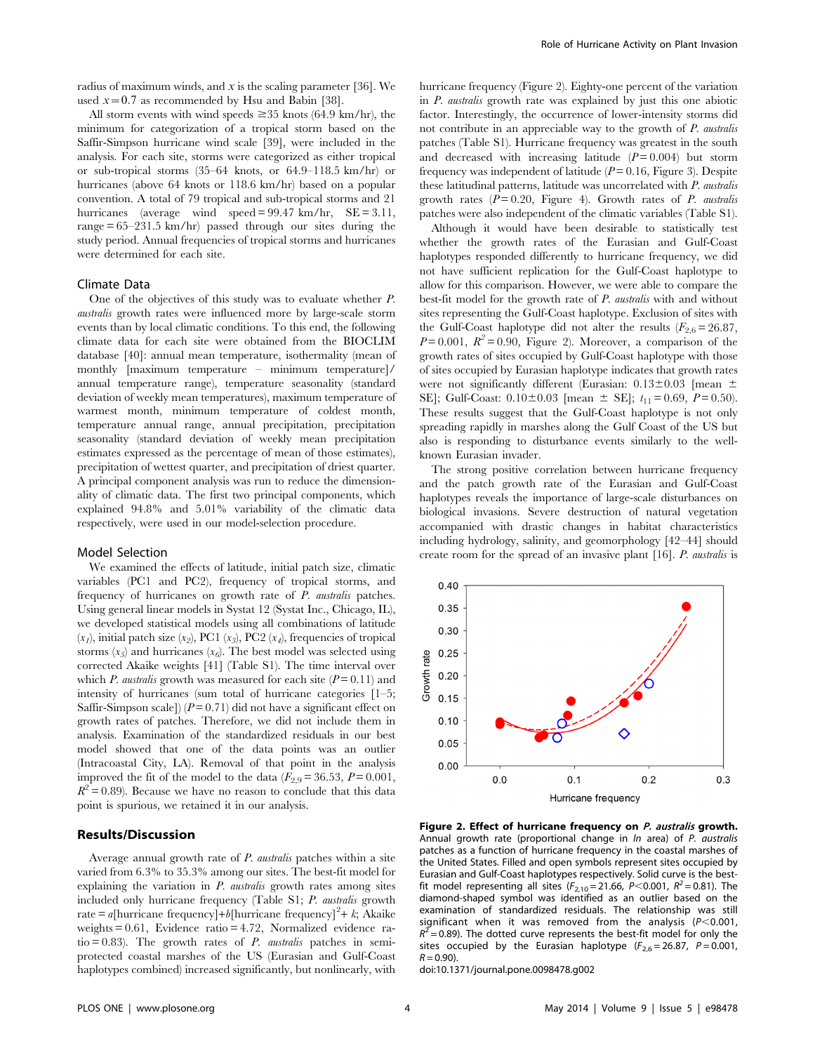radius of maximum winds, and $x$ is the scaling parameter [36]. We used $x = 0.7$ as recommended by Hsu and Babin [38].

All storm events with wind speeds ≥35 knots (64.9 km/hr), the minimum for categorization of a tropical storm based on the Saffir-Simpson hurricane wind scale [39], were included in the analysis. For each site, storms were categorized as either tropical or sub-tropical storms (35–64 knots, or 64.9–118.5 km/hr) or hurricanes (above 64 knots or 118.6 km/hr) based on a popular convention. A total of 79 tropical and sub-tropical storms and 21 hurricanes (average wind speed = 99.47 km/hr, SE = 3.11, range = 65–231.5 km/hr) passed through our sites during the study period. Annual frequencies of tropical storms and hurricanes were determined for each site.

### Climate Data

One of the objectives of this study was to evaluate whether *P. australis* growth rates were influenced more by large-scale storm events than by local climatic conditions. To this end, the following climate data for each site were obtained from the BIOCLIM database [40]: annual mean temperature, isothermality (mean of monthly [maximum temperature – minimum temperature]/annual temperature range), temperature seasonality (standard deviation of weekly mean temperatures), maximum temperature of warmest month, minimum temperature of coldest month, temperature annual range, annual precipitation, precipitation seasonality (standard deviation of weekly mean precipitation estimates expressed as the percentage of mean of those estimates), precipitation of wettest quarter, and precipitation of driest quarter. A principal component analysis was run to reduce the dimensionality of climatic data. The first two principal components, which explained 94.8% and 5.01% variability of the climatic data respectively, were used in our model-selection procedure.

### Model Selection

We examined the effects of latitude, initial patch size, climatic variables (PC1 and PC2), frequency of tropical storms, and frequency of hurricanes on growth rate of *P. australis* patches. Using general linear models in Systat 12 (Systat Inc., Chicago, IL), we developed statistical models using all combinations of latitude ($x_1$), initial patch size ($x_2$), PC1 ($x_3$), PC2 ($x_4$), frequencies of tropical storms ($x_5$) and hurricanes ($x_6$). The best model was selected using corrected Akaike weights [41] (Table S1). The time interval over which *P. australis* growth was measured for each site ($P = 0.11$) and intensity of hurricanes (sum total of hurricane categories [1–5; Saffir-Simpson scale]) ($P = 0.71$) did not have a significant effect on growth rates of patches. Therefore, we did not include them in analysis. Examination of the standardized residuals in our best model showed that one of the data points was an outlier (Intracoastal City, LA). Removal of that point in the analysis improved the fit of the model to the data ($F_{2,9} = 36.53$, $P = 0.001$, $R^2 = 0.89$). Because we have no reason to conclude that this data point is spurious, we retained it in our analysis.

## Results/Discussion

Average annual growth rate of *P. australis* patches within a site varied from 6.3% to 35.3% among our sites. The best-fit model for explaining the variation in *P. australis* growth rates among sites included only hurricane frequency (Table S1; *P. australis* growth rate = $a$[hurricane frequency]+$b$[hurricane frequency]$^2$+ $k$; Akaike weights = 0.61, Evidence ratio = 4.72, Normalized evidence ratio = 0.83). The growth rates of *P. australis* patches in semi-protected coastal marshes of the US (Eurasian and Gulf-Coast haplotypes combined) increased significantly, but nonlinearly, with hurricane frequency (Figure 2). Eighty-one percent of the variation in *P. australis* growth rate was explained by just this one abiotic factor. Interestingly, the occurrence of lower-intensity storms did not contribute in an appreciable way to the growth of *P. australis* patches (Table S1). Hurricane frequency was greatest in the south and decreased with increasing latitude ($P = 0.004$) but storm frequency was independent of latitude ($P = 0.16$, Figure 3). Despite these latitudinal patterns, latitude was uncorrelated with *P. australis* growth rates ($P = 0.20$, Figure 4). Growth rates of *P. australis* patches were also independent of the climatic variables (Table S1).

Although it would have been desirable to statistically test whether the growth rates of the Eurasian and Gulf-Coast haplotypes responded differently to hurricane frequency, we did not have sufficient replication for the Gulf-Coast haplotype to allow for this comparison. However, we were able to compare the best-fit model for the growth rate of *P. australis* with and without sites representing the Gulf-Coast haplotype. Exclusion of sites with the Gulf-Coast haplotype did not alter the results ($F_{2,6} = 26.87$, $P = 0.001$, $R^2 = 0.90$, Figure 2). Moreover, a comparison of the growth rates of sites occupied by Gulf-Coast haplotype with those of sites occupied by Eurasian haplotype indicates that growth rates were not significantly different (Eurasian: 0.13±0.03 [mean ± SE]; Gulf-Coast: 0.10±0.03 [mean ± SE]; $t_{11} = 0.69$, $P = 0.50$). These results suggest that the Gulf-Coast haplotype is not only spreading rapidly in marshes along the Gulf Coast of the US but also is responding to disturbance events similarly to the well-known Eurasian invader.

The strong positive correlation between hurricane frequency and the patch growth rate of the Eurasian and Gulf-Coast haplotypes reveals the importance of large-scale disturbances on biological invasions. Severe destruction of natural vegetation accompanied with drastic changes in habitat characteristics including hydrology, salinity, and geomorphology [42–44] should create room for the spread of an invasive plant [16]. *P. australis* is

**Figure 2. Effect of hurricane frequency on *P. australis* growth.** Annual growth rate (proportional change in *ln* area) of *P. australis* patches as a function of hurricane frequency in the coastal marshes of the United States. Filled and open symbols represent sites occupied by Eurasian and Gulf-Coast haplotypes respectively. Solid curve is the best-fit model representing all sites ($F_{2,10} = 21.66$, $P<0.001$, $R^2 = 0.81$). The diamond-shaped symbol was identified as an outlier based on the examination of standardized residuals. The relationship was still significant when it was removed from the analysis ($P<0.001$, $R^2 = 0.89$). The dotted curve represents the best-fit model for only the sites occupied by the Eurasian haplotype ($F_{2,6} = 26.87$, $P = 0.001$, $R = 0.90$).
doi:10.1371/journal.pone.0098478.g002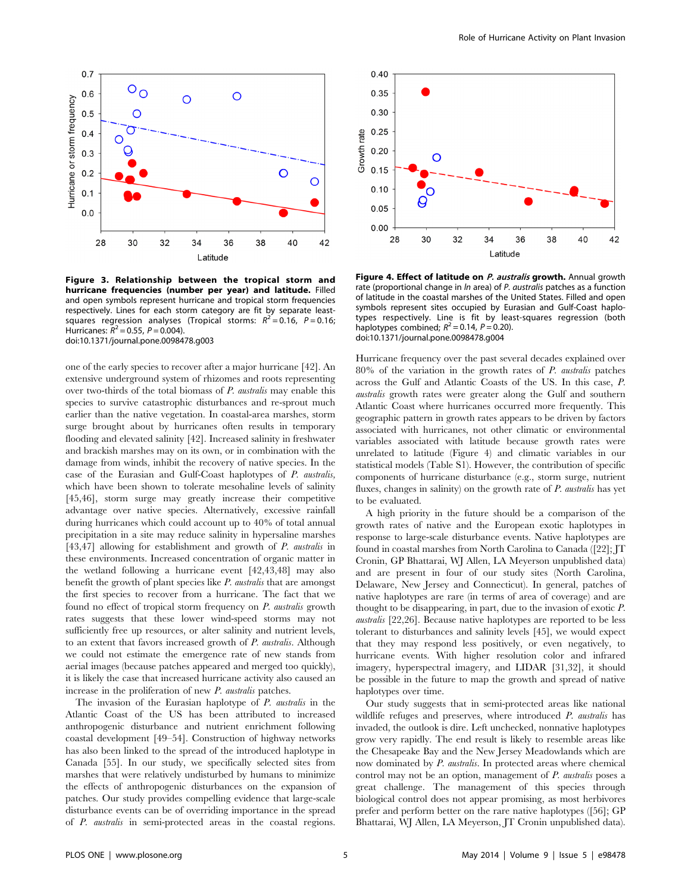**Figure 3. Relationship between the tropical storm and hurricane frequencies (number per year) and latitude.** Filled and open symbols represent hurricane and tropical storm frequencies respectively. Lines for each storm category are fit by separate least-squares regression analyses (Tropical storms: $R^2 = 0.16$, $P = 0.16$; Hurricanes: $R^2 = 0.55$, $P = 0.004$).
doi:10.1371/journal.pone.0098478.g003

**Figure 4. Effect of latitude on *P. australis* growth.** Annual growth rate (proportional change in *ln* area) of *P. australis* patches as a function of latitude in the coastal marshes of the United States. Filled and open symbols represent sites occupied by Eurasian and Gulf-Coast haplotypes respectively. Line is fit by least-squares regression (both haplotypes combined; $R^2 = 0.14$, $P = 0.20$).
doi:10.1371/journal.pone.0098478.g004

one of the early species to recover after a major hurricane [42]. An extensive underground system of rhizomes and roots representing over two-thirds of the total biomass of *P. australis* may enable this species to survive catastrophic disturbances and re-sprout much earlier than the native vegetation. In coastal-area marshes, storm surge brought about by hurricanes often results in temporary flooding and elevated salinity [42]. Increased salinity in freshwater and brackish marshes may on its own, or in combination with the damage from winds, inhibit the recovery of native species. In the case of the Eurasian and Gulf-Coast haplotypes of *P. australis*, which have been shown to tolerate mesohaline levels of salinity [45,46], storm surge may greatly increase their competitive advantage over native species. Alternatively, excessive rainfall during hurricanes which could account up to 40% of total annual precipitation in a site may reduce salinity in hypersaline marshes [43,47] allowing for establishment and growth of *P. australis* in these environments. Increased concentration of organic matter in the wetland following a hurricane event [42,43,48] may also benefit the growth of plant species like *P. australis* that are amongst the first species to recover from a hurricane. The fact that we found no effect of tropical storm frequency on *P. australis* growth rates suggests that these lower wind-speed storms may not sufficiently free up resources, or alter salinity and nutrient levels, to an extent that favors increased growth of *P. australis*. Although we could not estimate the emergence rate of new stands from aerial images (because patches appeared and merged too quickly), it is likely the case that increased hurricane activity also caused an increase in the proliferation of new *P. australis* patches.

The invasion of the Eurasian haplotype of *P. australis* in the Atlantic Coast of the US has been attributed to increased anthropogenic disturbance and nutrient enrichment following coastal development [49–54]. Construction of highway networks has also been linked to the spread of the introduced haplotype in Canada [55]. In our study, we specifically selected sites from marshes that were relatively undisturbed by humans to minimize the effects of anthropogenic disturbances on the expansion of patches. Our study provides compelling evidence that large-scale disturbance events can be of overriding importance in the spread of *P. australis* in semi-protected areas in the coastal regions. Hurricane frequency over the past several decades explained over 80% of the variation in the growth rates of *P. australis* patches across the Gulf and Atlantic Coasts of the US. In this case, *P. australis* growth rates were greater along the Gulf and southern Atlantic Coast where hurricanes occurred more frequently. This geographic pattern in growth rates appears to be driven by factors associated with hurricanes, not other climatic or environmental variables associated with latitude because growth rates were unrelated to latitude (Figure 4) and climatic variables in our statistical models (Table S1). However, the contribution of specific components of hurricane disturbance (e.g., storm surge, nutrient fluxes, changes in salinity) on the growth rate of *P. australis* has yet to be evaluated.

A high priority in the future should be a comparison of the growth rates of native and the European exotic haplotypes in response to large-scale disturbance events. Native haplotypes are found in coastal marshes from North Carolina to Canada ([22]; JT Cronin, GP Bhattarai, WJ Allen, LA Meyerson unpublished data) and are present in four of our study sites (North Carolina, Delaware, New Jersey and Connecticut). In general, patches of native haplotypes are rare (in terms of area of coverage) and are thought to be disappearing, in part, due to the invasion of exotic *P. australis* [22,26]. Because native haplotypes are reported to be less tolerant to disturbances and salinity levels [45], we would expect that they may respond less positively, or even negatively, to hurricane events. With higher resolution color and infrared imagery, hyperspectral imagery, and LIDAR [31,32], it should be possible in the future to map the growth and spread of native haplotypes over time.

Our study suggests that in semi-protected areas like national wildlife refuges and preserves, where introduced *P. australis* has invaded, the outlook is dire. Left unchecked, nonnative haplotypes grow very rapidly. The end result is likely to resemble areas like the Chesapeake Bay and the New Jersey Meadowlands which are now dominated by *P. australis*. In protected areas where chemical control may not be an option, management of *P. australis* poses a great challenge. The management of this species through biological control does not appear promising, as most herbivores prefer and perform better on the rare native haplotypes ([56]; GP Bhattarai, WJ Allen, LA Meyerson, JT Cronin unpublished data).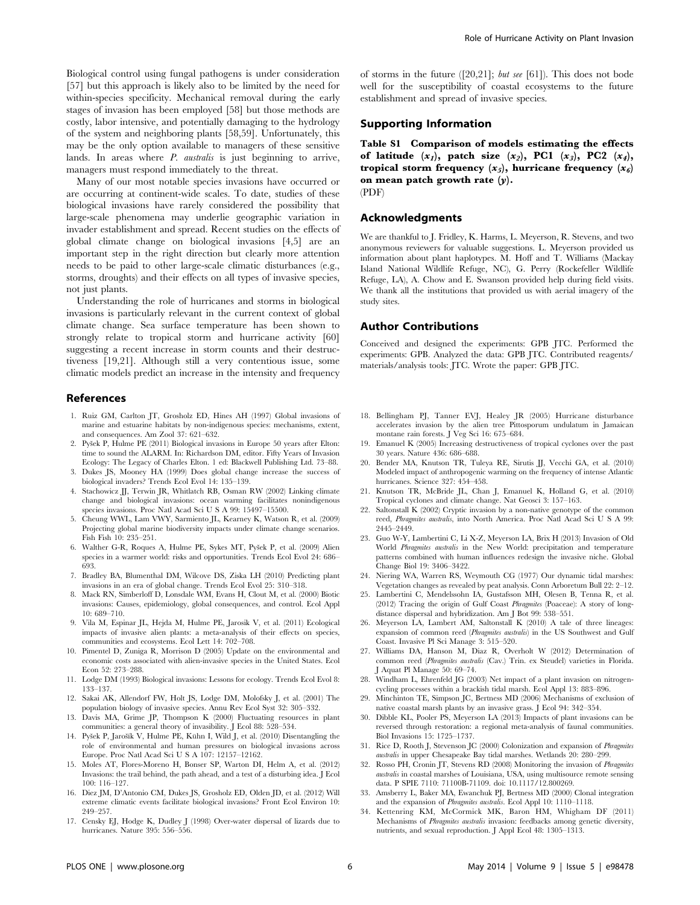Biological control using fungal pathogens is under consideration [57] but this approach is likely also to be limited by the need for within-species specificity. Mechanical removal during the early stages of invasion has been employed [58] but those methods are costly, labor intensive, and potentially damaging to the hydrology of the system and neighboring plants [58,59]. Unfortunately, this may be the only option available to managers of these sensitive lands. In areas where *P. australis* is just beginning to arrive, managers must respond immediately to the threat.

Many of our most notable species invasions have occurred or are occurring at continent-wide scales. To date, studies of these biological invasions have rarely considered the possibility that large-scale phenomena may underlie geographic variation in invader establishment and spread. Recent studies on the effects of global climate change on biological invasions [4,5] are an important step in the right direction but clearly more attention needs to be paid to other large-scale climatic disturbances (e.g., storms, droughts) and their effects on all types of invasive species, not just plants.

Understanding the role of hurricanes and storms in biological invasions is particularly relevant in the current context of global climate change. Sea surface temperature has been shown to strongly relate to tropical storm and hurricane activity [60] suggesting a recent increase in storm counts and their destructiveness [19,21]. Although still a very contentious issue, some climatic models predict an increase in the intensity and frequency of storms in the future ([20,21]; *but see* [61]). This does not bode well for the susceptibility of coastal ecosystems to the future establishment and spread of invasive species.

## Supporting Information

**Table S1 Comparison of models estimating the effects of latitude ($x_1$), patch size ($x_2$), PC1 ($x_3$), PC2 ($x_4$), tropical storm frequency ($x_5$), hurricane frequency ($x_6$) on mean patch growth rate ($y$).**
(PDF)

## Acknowledgments

We are thankful to J. Fridley, K. Harms, L. Meyerson, R. Stevens, and two anonymous reviewers for valuable suggestions. L. Meyerson provided us information about plant haplotypes. M. Hoff and T. Williams (Mackay Island National Wildlife Refuge, NC), G. Perry (Rockefeller Wildlife Refuge, LA), A. Chow and E. Swanson provided help during field visits. We thank all the institutions that provided us with aerial imagery of the study sites.

## Author Contributions

Conceived and designed the experiments: GPB JTC. Performed the experiments: GPB. Analyzed the data: GPB JTC. Contributed reagents/materials/analysis tools: JTC. Wrote the paper: GPB JTC.

## References

1. Ruiz GM, Carlton JT, Grosholz ED, Hines AH (1997) Global invasions of marine and estuarine habitats by non-indigenous species: mechanisms, extent, and consequences. Am Zool 37: 621–632.
2. Pyšek P, Hulme PE (2011) Biological invasions in Europe 50 years after Elton: time to sound the ALARM. In: Richardson DM, editor. Fifty Years of Invasion Ecology: The Legacy of Charles Elton. 1 ed: Blackwell Publishing Ltd. 73–88.
3. Dukes JS, Mooney HA (1999) Does global change increase the success of biological invaders? Trends Ecol Evol 14: 135–139.
4. Stachowicz JJ, Terwin JR, Whitlatch RB, Osman RW (2002) Linking climate change and biological invasions: ocean warming facilitates nonindigenous species invasions. Proc Natl Acad Sci U S A 99: 15497–15500.
5. Cheung WWL, Lam VWY, Sarmiento JL, Kearney K, Watson R, et al. (2009) Projecting global marine biodiversity impacts under climate change scenarios. Fish Fish 10: 235–251.
6. Walther G-R, Roques A, Hulme PE, Sykes MT, Pyšek P, et al. (2009) Alien species in a warmer world: risks and opportunities. Trends Ecol Evol 24: 686–693.
7. Bradley BA, Blumenthal DM, Wilcove DS, Ziska LH (2010) Predicting plant invasions in an era of global change. Trends Ecol Evol 25: 310–318.
8. Mack RN, Simberloff D, Lonsdale WM, Evans H, Clout M, et al. (2000) Biotic invasions: Causes, epidemiology, global consequences, and control. Ecol Appl 10: 689–710.
9. Vila M, Espinar JL, Hejda M, Hulme PE, Jarosik V, et al. (2011) Ecological impacts of invasive alien plants: a meta-analysis of their effects on species, communities and ecosystems. Ecol Lett 14: 702–708.
10. Pimentel D, Zuniga R, Morrison D (2005) Update on the environmental and economic costs associated with alien-invasive species in the United States. Ecol Econ 52: 273–288.
11. Lodge DM (1993) Biological invasions: Lessons for ecology. Trends Ecol Evol 8: 133–137.
12. Sakai AK, Allendorf FW, Holt JS, Lodge DM, Molofsky J, et al. (2001) The population biology of invasive species. Annu Rev Ecol Syst 32: 305–332.
13. Davis MA, Grime JP, Thompson K (2000) Fluctuating resources in plant communities: a general theory of invasibility. J Ecol 88: 528–534.
14. Pyšek P, Jarošík V, Hulme PE, Kühn I, Wild J, et al. (2010) Disentangling the role of environmental and human pressures on biological invasions across Europe. Proc Natl Acad Sci U S A 107: 12157–12162.
15. Moles AT, Flores-Moreno H, Bonser SP, Warton DI, Helm A, et al. (2012) Invasions: the trail behind, the path ahead, and a test of a disturbing idea. J Ecol 100: 116–127.
16. Diez JM, D'Antonio CM, Dukes JS, Grosholz ED, Olden JD, et al. (2012) Will extreme climatic events facilitate biological invasions? Front Ecol Environ 10: 249–257.
17. Censky EJ, Hodge K, Dudley J (1998) Over-water dispersal of lizards due to hurricanes. Nature 395: 556–556.
18. Bellingham PJ, Tanner EVJ, Healey JR (2005) Hurricane disturbance accelerates invasion by the alien tree Pittosporum undulatum in Jamaican montane rain forests. J Veg Sci 16: 675–684.
19. Emanuel K (2005) Increasing destructiveness of tropical cyclones over the past 30 years. Nature 436: 686–688.
20. Bender MA, Knutson TR, Tuleya RE, Sirutis JJ, Vecchi GA, et al. (2010) Modeled impact of anthropogenic warming on the frequency of intense Atlantic hurricanes. Science 327: 454–458.
21. Knutson TR, McBride JL, Chan J, Emanuel K, Holland G, et al. (2010) Tropical cyclones and climate change. Nat Geosci 3: 157–163.
22. Saltonstall K (2002) Cryptic invasion by a non-native genotype of the common reed, *Phragmites australis*, into North America. Proc Natl Acad Sci U S A 99: 2445–2449.
23. Guo W-Y, Lambertini C, Li X-Z, Meyerson LA, Brix H (2013) Invasion of Old World *Phragmites australis* in the New World: precipitation and temperature patterns combined with human influences redesign the invasive niche. Global Change Biol 19: 3406–3422.
24. Niering WA, Warren RS, Weymouth CG (1977) Our dynamic tidal marshes: Vegetation changes as revealed by peat analysis. Conn Arboretum Bull 22: 2–12.
25. Lambertini C, Mendelssohn IA, Gustafsson MH, Olesen B, Tenna R, et al. (2012) Tracing the origin of Gulf Coast *Phragmites* (Poaceae): A story of long-distance dispersal and hybridization. Am J Bot 99: 538–551.
26. Meyerson LA, Lambert AM, Saltonstall K (2010) A tale of three lineages: expansion of common reed (*Phragmites australis*) in the US Southwest and Gulf Coast. Invasive Pl Sci Manage 3: 515–520.
27. Williams DA, Hanson M, Diaz R, Overholt W (2012) Determination of common reed (*Phragmites australis* (Cav.) Trin. ex Steudel) varieties in Florida. J Aquat Pl Manage 50: 69–74.
28. Windham L, Ehrenfeld JG (2003) Net impact of a plant invasion on nitrogen-cycling processes within a brackish tidal marsh. Ecol Appl 13: 883–896.
29. Minchinton TE, Simpson JC, Bertness MD (2006) Mechanisms of exclusion of native coastal marsh plants by an invasive grass. J Ecol 94: 342–354.
30. Dibble KL, Pooler PS, Meyerson LA (2013) Impacts of plant invasions can be reversed through restoration: a regional meta-analysis of faunal communities. Biol Invasions 15: 1725–1737.
31. Rice D, Rooth J, Stevenson JC (2000) Colonization and expansion of *Phragmites australis* in upper Chesapeake Bay tidal marshes. Wetlands 20: 280–299.
32. Rosso PH, Cronin JT, Stevens RD (2008) Monitoring the invasion of *Phragmites australis* in coastal marshes of Louisiana, USA, using multisource remote sensing data. P SPIE 7110: 71100B-71109. doi: 10.1117/12.800269.
33. Amsberry L, Baker MA, Ewanchuk PJ, Bertness MD (2000) Clonal integration and the expansion of *Phragmites australis*. Ecol Appl 10: 1110–1118.
34. Kettenring KM, McCormick MK, Baron HM, Whigham DF (2011) Mechanisms of *Phragmites australis* invasion: feedbacks among genetic diversity, nutrients, and sexual reproduction. J Appl Ecol 48: 1305–1313.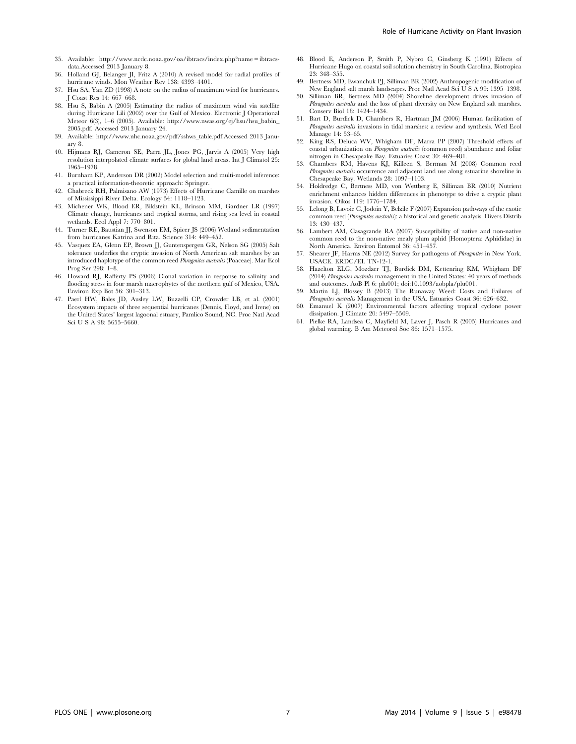35. Available: http://www.ncdc.noaa.gov/oa/ibtracs/index.php?name=ibtracs-data.Accessed 2013 January 8.
36. Holland GJ, Belanger JI, Fritz A (2010) A revised model for radial profiles of hurricane winds. Mon Weather Rev 138: 4393–4401.
37. Hsu SA, Yan ZD (1998) A note on the radius of maximum wind for hurricanes. J Coast Res 14: 667–668.
38. Hsu S, Babin A (2005) Estimating the radius of maximum wind via satellite during Hurricane Lili (2002) over the Gulf of Mexico. Electronic J Operational Meteor 6(3), 1–6 (2005). Available: http://www.nwas.org/ej/hsu/hsu_babin_2005.pdf. Accessed 2013 January 24.
39. Available: http://www.nhc.noaa.gov/pdf/sshws_table.pdf.Accessed 2013 January 8.
40. Hijmans RJ, Cameron SE, Parra JL, Jones PG, Jarvis A (2005) Very high resolution interpolated climate surfaces for global land areas. Int J Climatol 25: 1965–1978.
41. Burnham KP, Anderson DR (2002) Model selection and multi-model inference: a practical information-theoretic approach: Springer.
42. Chabreck RH, Palmisano AW (1973) Effects of Hurricane Camille on marshes of Mississippi River Delta. Ecology 54: 1118–1123.
43. Michener WK, Blood ER, Bildstein KL, Brinson MM, Gardner LR (1997) Climate change, hurricanes and tropical storms, and rising sea level in coastal wetlands. Ecol Appl 7: 770–801.
44. Turner RE, Baustian JJ, Swenson EM, Spicer JS (2006) Wetland sedimentation from hurricanes Katrina and Rita. Science 314: 449–452.
45. Vasquez EA, Glenn EP, Brown JJ, Guntenspergen GR, Nelson SG (2005) Salt tolerance underlies the cryptic invasion of North American salt marshes by an introduced haplotype of the common reed *Phragmites australis* (Poaceae). Mar Ecol Prog Ser 298: 1–8.
46. Howard RJ, Rafferty PS (2006) Clonal variation in response to salinity and flooding stress in four marsh macrophytes of the northern gulf of Mexico, USA. Environ Exp Bot 56: 301–313.
47. Paerl HW, Bales JD, Ausley LW, Buzzelli CP, Crowder LB, et al. (2001) Ecosystem impacts of three sequential hurricanes (Dennis, Floyd, and Irene) on the United States' largest lagoonal estuary, Pamlico Sound, NC. Proc Natl Acad Sci U S A 98: 5655–5660.
48. Blood E, Anderson P, Smith P, Nybro C, Ginsberg K (1991) Effects of Hurricane Hugo on coastal soil solution chemistry in South Carolina. Biotropica 23: 348–355.
49. Bertness MD, Ewanchuk PJ, Silliman BR (2002) Anthropogenic modification of New England salt marsh landscapes. Proc Natl Acad Sci U S A 99: 1395–1398.
50. Silliman BR, Bertness MD (2004) Shoreline development drives invasion of *Phragmites australis* and the loss of plant diversity on New England salt marshes. Conserv Biol 18: 1424–1434.
51. Bart D, Burdick D, Chambers R, Hartman JM (2006) Human facilitation of *Phragmites australis* invasions in tidal marshes: a review and synthesis. Wetl Ecol Manage 14: 53–65.
52. King RS, Deluca WV, Whigham DF, Marra PP (2007) Threshold effects of coastal urbanization on *Phragmites australis* (common reed) abundance and foliar nitrogen in Chesapeake Bay. Estuaries Coast 30: 469–481.
53. Chambers RM, Havens KJ, Killeen S, Berman M (2008) Common reed *Phragmites australis* occurrence and adjacent land use along estuarine shoreline in Chesapeake Bay. Wetlands 28: 1097–1103.
54. Holdredge C, Bertness MD, von Wettberg E, Silliman BR (2010) Nutrient enrichment enhances hidden differences in phenotype to drive a cryptic plant invasion. Oikos 119: 1776–1784.
55. Lelong B, Lavoie C, Jodoin Y, Belzile F (2007) Expansion pathways of the exotic common reed (*Phragmites australis*): a historical and genetic analysis. Divers Distrib 13: 430–437.
56. Lambert AM, Casagrande RA (2007) Susceptibility of native and non-native common reed to the non-native mealy plum aphid (Homoptera: Aphididae) in North America. Environ Entomol 36: 451–457.
57. Shearer JF, Harms NE (2012) Survey for pathogens of *Phragmites* in New York. USACE. ERDC/EL TN-12-1.
58. Hazelton ELG, Mozdzer TJ, Burdick DM, Kettenring KM, Whigham DF (2014) *Phragmites australis* management in the United States: 40 years of methods and outcomes. AoB Pl 6: plu001; doi:10.1093/aobpla/plu001.
59. Martin LJ, Blossey B (2013) The Runaway Weed: Costs and Failures of *Phragmites australis* Management in the USA. Estuaries Coast 36: 626–632.
60. Emanuel K (2007) Environmental factors affecting tropical cyclone power dissipation. J Climate 20: 5497–5509.
61. Pielke RA, Landsea C, Mayfield M, Laver J, Pasch R (2005) Hurricanes and global warming. B Am Meteorol Soc 86: 1571–1575.